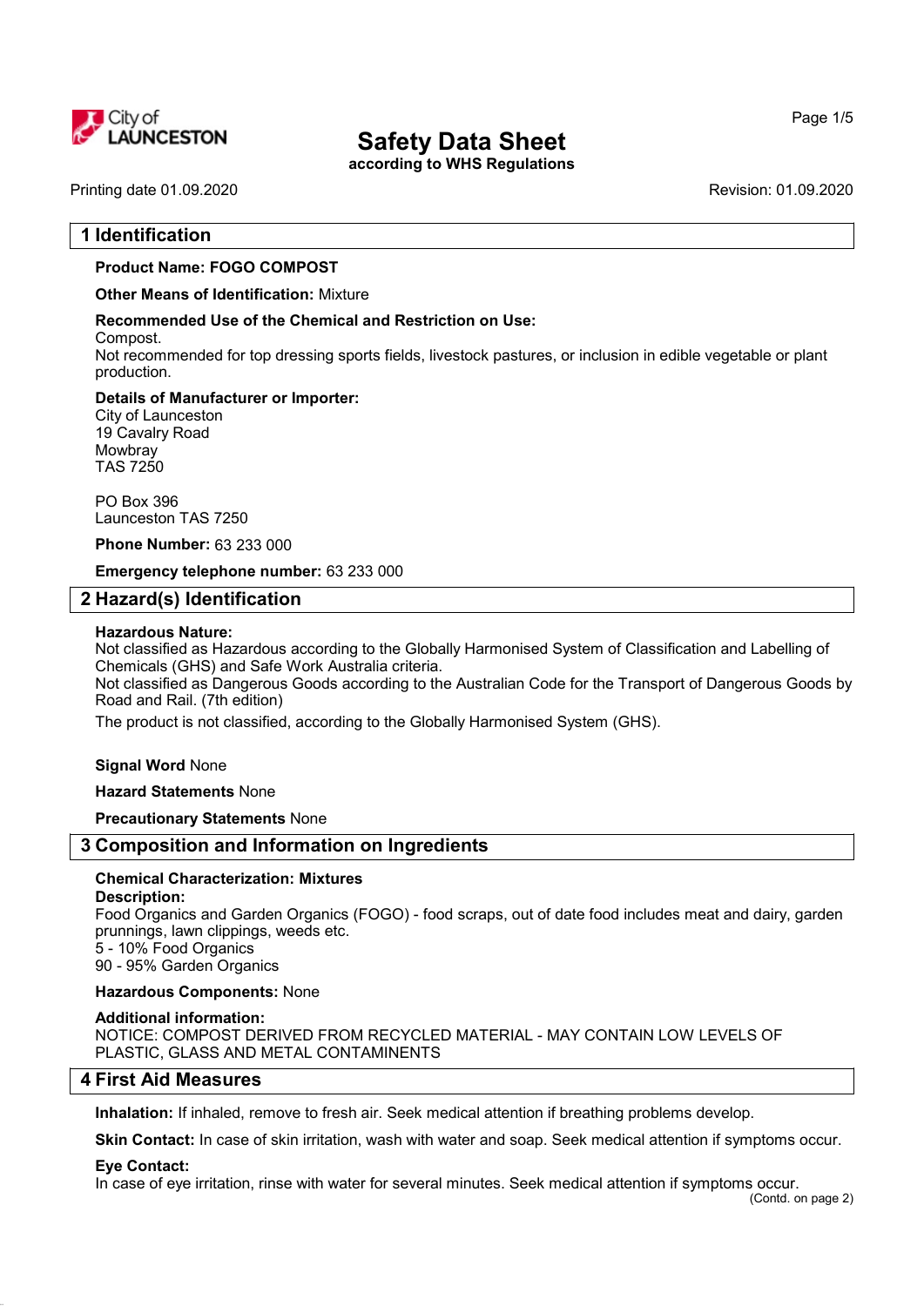City of LAUNCESTON

# Safety Data Sheet

**according to WHS Regulations**

Printing date 01.09.2020 Revision: 01.09.2020

## 1 Identification

**Product Name: FOGO COMPOST**

**Other Means of Identification:** Mixture

**Recommended Use of the Chemical and Restriction on Use:**
Compost.
Not recommended for top dressing sports fields, livestock pastures, or inclusion in edible vegetable or plant production.

**Details of Manufacturer or Importer:**
City of Launceston
19 Cavalry Road
Mowbray
TAS 7250

PO Box 396
Launceston TAS 7250

**Phone Number:** 63 233 000

**Emergency telephone number:** 63 233 000

## 2 Hazard(s) Identification

**Hazardous Nature:**
Not classified as Hazardous according to the Globally Harmonised System of Classification and Labelling of Chemicals (GHS) and Safe Work Australia criteria.
Not classified as Dangerous Goods according to the Australian Code for the Transport of Dangerous Goods by Road and Rail. (7th edition)

The product is not classified, according to the Globally Harmonised System (GHS).

**Signal Word** None

**Hazard Statements** None

**Precautionary Statements** None

## 3 Composition and Information on Ingredients

**Chemical Characterization: Mixtures**

**Description:**
Food Organics and Garden Organics (FOGO) - food scraps, out of date food includes meat and dairy, garden prunnings, lawn clippings, weeds etc.
5 - 10% Food Organics
90 - 95% Garden Organics

**Hazardous Components:** None

**Additional information:**
NOTICE: COMPOST DERIVED FROM RECYCLED MATERIAL - MAY CONTAIN LOW LEVELS OF PLASTIC, GLASS AND METAL CONTAMINENTS

## 4 First Aid Measures

**Inhalation:** If inhaled, remove to fresh air. Seek medical attention if breathing problems develop.

**Skin Contact:** In case of skin irritation, wash with water and soap. Seek medical attention if symptoms occur.

**Eye Contact:**
In case of eye irritation, rinse with water for several minutes. Seek medical attention if symptoms occur.

(Contd. on page 2)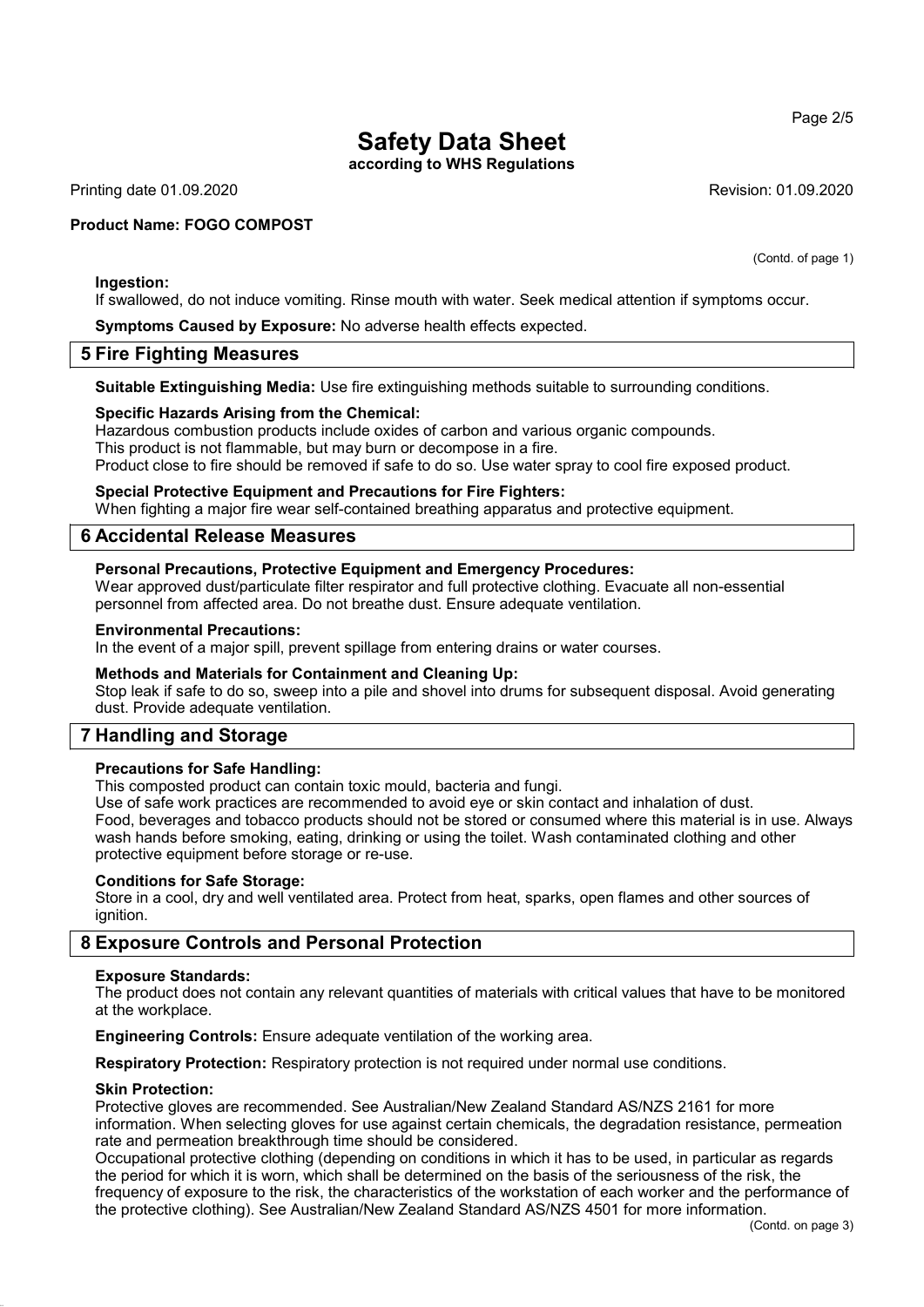**Ingestion:**
If swallowed, do not induce vomiting. Rinse mouth with water. Seek medical attention if symptoms occur.

**Symptoms Caused by Exposure:** No adverse health effects expected.

## 5 Fire Fighting Measures

**Suitable Extinguishing Media:** Use fire extinguishing methods suitable to surrounding conditions.

**Specific Hazards Arising from the Chemical:**
Hazardous combustion products include oxides of carbon and various organic compounds.
This product is not flammable, but may burn or decompose in a fire.
Product close to fire should be removed if safe to do so. Use water spray to cool fire exposed product.

**Special Protective Equipment and Precautions for Fire Fighters:**
When fighting a major fire wear self-contained breathing apparatus and protective equipment.

## 6 Accidental Release Measures

**Personal Precautions, Protective Equipment and Emergency Procedures:**
Wear approved dust/particulate filter respirator and full protective clothing. Evacuate all non-essential personnel from affected area. Do not breathe dust. Ensure adequate ventilation.

**Environmental Precautions:**
In the event of a major spill, prevent spillage from entering drains or water courses.

**Methods and Materials for Containment and Cleaning Up:**
Stop leak if safe to do so, sweep into a pile and shovel into drums for subsequent disposal. Avoid generating dust. Provide adequate ventilation.

## 7 Handling and Storage

**Precautions for Safe Handling:**
This composted product can contain toxic mould, bacteria and fungi.
Use of safe work practices are recommended to avoid eye or skin contact and inhalation of dust.
Food, beverages and tobacco products should not be stored or consumed where this material is in use. Always wash hands before smoking, eating, drinking or using the toilet. Wash contaminated clothing and other protective equipment before storage or re-use.

**Conditions for Safe Storage:**
Store in a cool, dry and well ventilated area. Protect from heat, sparks, open flames and other sources of ignition.

## 8 Exposure Controls and Personal Protection

**Exposure Standards:**
The product does not contain any relevant quantities of materials with critical values that have to be monitored at the workplace.

**Engineering Controls:** Ensure adequate ventilation of the working area.

**Respiratory Protection:** Respiratory protection is not required under normal use conditions.

**Skin Protection:**
Protective gloves are recommended. See Australian/New Zealand Standard AS/NZS 2161 for more information. When selecting gloves for use against certain chemicals, the degradation resistance, permeation rate and permeation breakthrough time should be considered.
Occupational protective clothing (depending on conditions in which it has to be used, in particular as regards the period for which it is worn, which shall be determined on the basis of the seriousness of the risk, the frequency of exposure to the risk, the characteristics of the workstation of each worker and the performance of the protective clothing). See Australian/New Zealand Standard AS/NZS 4501 for more information.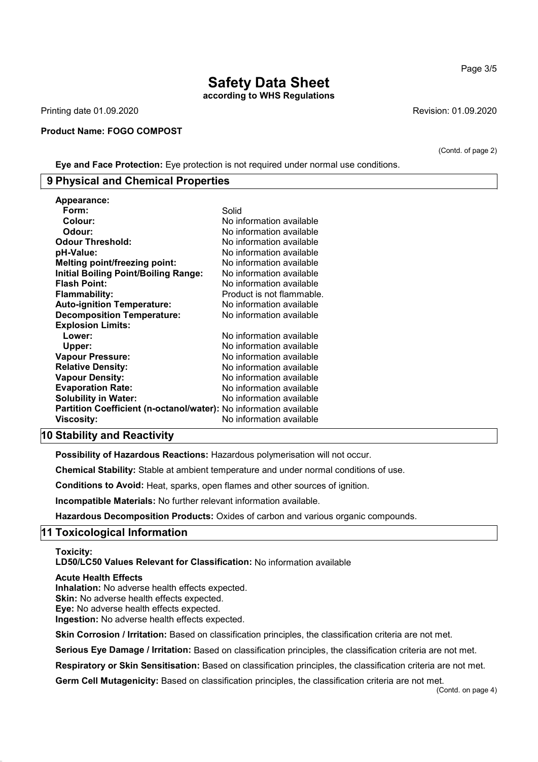(Contd. of page 2)

**Eye and Face Protection:** Eye protection is not required under normal use conditions.

## 9 Physical and Chemical Properties

| Property | Value |
|---|---|
| **Appearance:** | |
| **Form:** | Solid |
| **Colour:** | No information available |
| **Odour:** | No information available |
| **Odour Threshold:** | No information available |
| **pH-Value:** | No information available |
| **Melting point/freezing point:** | No information available |
| **Initial Boiling Point/Boiling Range:** | No information available |
| **Flash Point:** | No information available |
| **Flammability:** | Product is not flammable. |
| **Auto-ignition Temperature:** | No information available |
| **Decomposition Temperature:** | No information available |
| **Explosion Limits:** | |
| **Lower:** | No information available |
| **Upper:** | No information available |
| **Vapour Pressure:** | No information available |
| **Relative Density:** | No information available |
| **Vapour Density:** | No information available |
| **Evaporation Rate:** | No information available |
| **Solubility in Water:** | No information available |
| **Partition Coefficient (n-octanol/water):** | No information available |
| **Viscosity:** | No information available |

## 10 Stability and Reactivity

**Possibility of Hazardous Reactions:** Hazardous polymerisation will not occur.

**Chemical Stability:** Stable at ambient temperature and under normal conditions of use.

**Conditions to Avoid:** Heat, sparks, open flames and other sources of ignition.

**Incompatible Materials:** No further relevant information available.

**Hazardous Decomposition Products:** Oxides of carbon and various organic compounds.

## 11 Toxicological Information

**Toxicity:**
**LD50/LC50 Values Relevant for Classification:** No information available

**Acute Health Effects**
**Inhalation:** No adverse health effects expected.
**Skin:** No adverse health effects expected.
**Eye:** No adverse health effects expected.
**Ingestion:** No adverse health effects expected.

**Skin Corrosion / Irritation:** Based on classification principles, the classification criteria are not met.

**Serious Eye Damage / Irritation:** Based on classification principles, the classification criteria are not met.

**Respiratory or Skin Sensitisation:** Based on classification principles, the classification criteria are not met.

**Germ Cell Mutagenicity:** Based on classification principles, the classification criteria are not met.

(Contd. on page 4)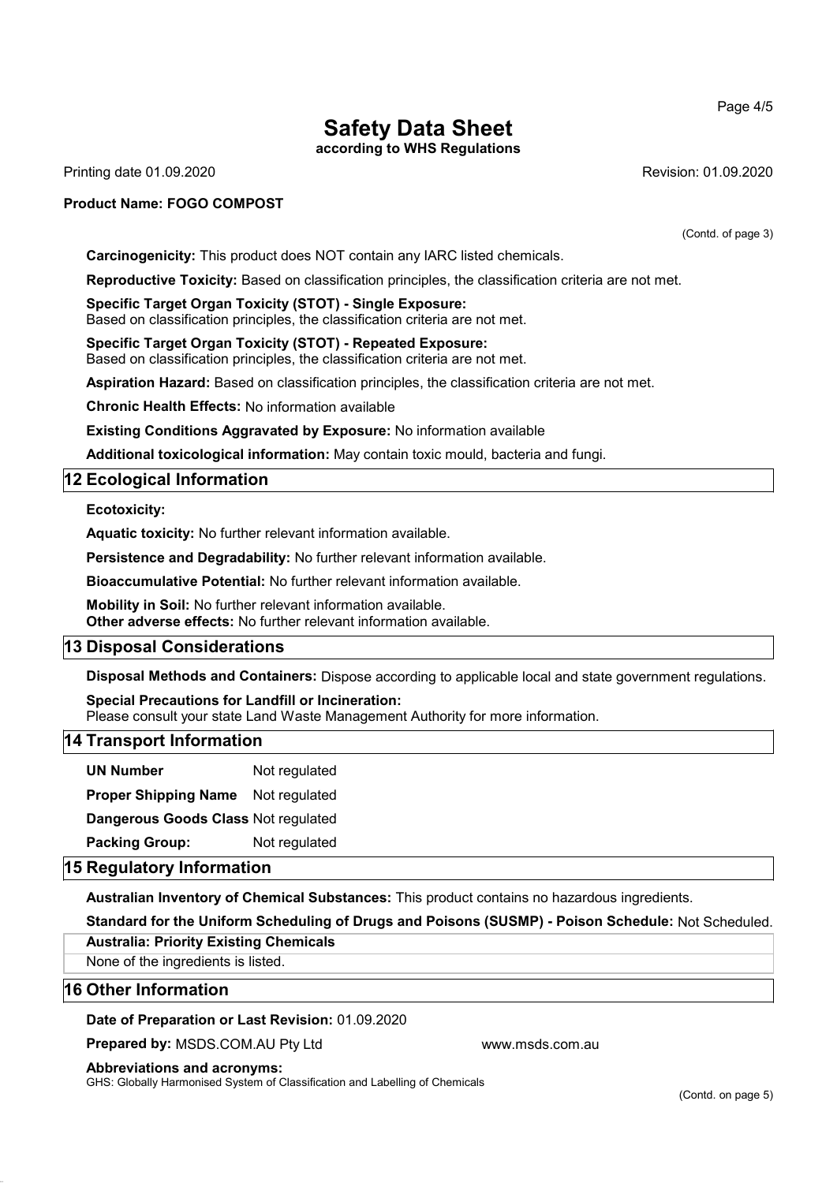(Contd. of page 3)

**Carcinogenicity:** This product does NOT contain any IARC listed chemicals.

**Reproductive Toxicity:** Based on classification principles, the classification criteria are not met.

**Specific Target Organ Toxicity (STOT) - Single Exposure:**
Based on classification principles, the classification criteria are not met.

**Specific Target Organ Toxicity (STOT) - Repeated Exposure:**
Based on classification principles, the classification criteria are not met.

**Aspiration Hazard:** Based on classification principles, the classification criteria are not met.

**Chronic Health Effects:** No information available

**Existing Conditions Aggravated by Exposure:** No information available

**Additional toxicological information:** May contain toxic mould, bacteria and fungi.

## 12 Ecological Information

**Ecotoxicity:**

**Aquatic toxicity:** No further relevant information available.

**Persistence and Degradability:** No further relevant information available.

**Bioaccumulative Potential:** No further relevant information available.

**Mobility in Soil:** No further relevant information available.
**Other adverse effects:** No further relevant information available.

## 13 Disposal Considerations

**Disposal Methods and Containers:** Dispose according to applicable local and state government regulations.

**Special Precautions for Landfill or Incineration:**
Please consult your state Land Waste Management Authority for more information.

## 14 Transport Information

| | |
|---|---|
| **UN Number** | Not regulated |
| **Proper Shipping Name** | Not regulated |
| **Dangerous Goods Class** | Not regulated |
| **Packing Group:** | Not regulated |

## 15 Regulatory Information

**Australian Inventory of Chemical Substances:** This product contains no hazardous ingredients.

**Standard for the Uniform Scheduling of Drugs and Poisons (SUSMP) - Poison Schedule:** Not Scheduled.

| **Australia: Priority Existing Chemicals** |
|---|
| None of the ingredients is listed. |

## 16 Other Information

**Date of Preparation or Last Revision:** 01.09.2020

**Prepared by:** MSDS.COM.AU Pty Ltd www.msds.com.au

**Abbreviations and acronyms:**
GHS: Globally Harmonised System of Classification and Labelling of Chemicals

(Contd. on page 5)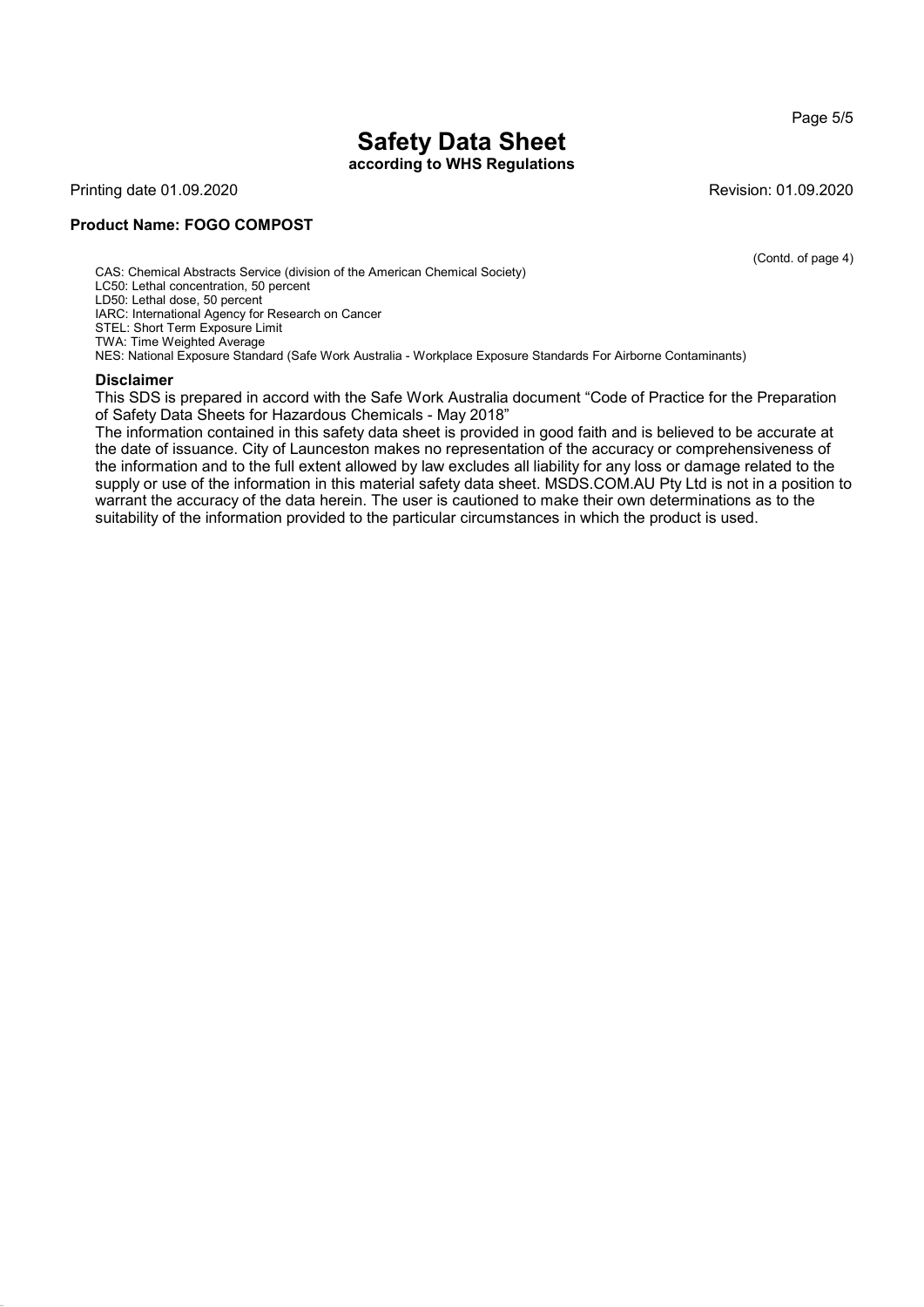(Contd. of page 4)

CAS: Chemical Abstracts Service (division of the American Chemical Society)
LC50: Lethal concentration, 50 percent
LD50: Lethal dose, 50 percent
IARC: International Agency for Research on Cancer
STEL: Short Term Exposure Limit
TWA: Time Weighted Average
NES: National Exposure Standard (Safe Work Australia - Workplace Exposure Standards For Airborne Contaminants)

**Disclaimer**

This SDS is prepared in accord with the Safe Work Australia document "Code of Practice for the Preparation of Safety Data Sheets for Hazardous Chemicals - May 2018"

The information contained in this safety data sheet is provided in good faith and is believed to be accurate at the date of issuance. City of Launceston makes no representation of the accuracy or comprehensiveness of the information and to the full extent allowed by law excludes all liability for any loss or damage related to the supply or use of the information in this material safety data sheet. MSDS.COM.AU Pty Ltd is not in a position to warrant the accuracy of the data herein. The user is cautioned to make their own determinations as to the suitability of the information provided to the particular circumstances in which the product is used.